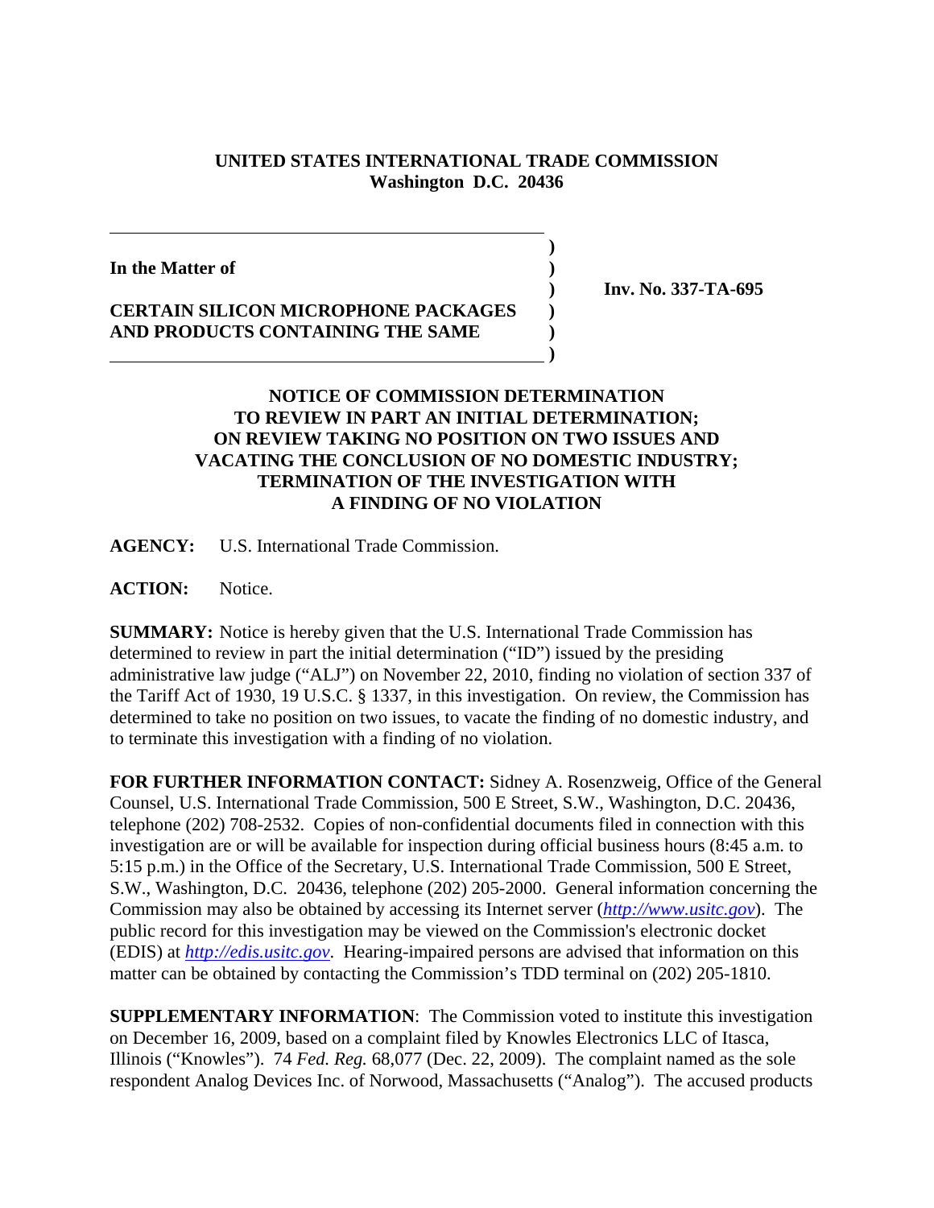**UNITED STATES INTERNATIONAL TRADE COMMISSION**
**Washington D.C. 20436**

**In the Matter of**

**CERTAIN SILICON MICROPHONE PACKAGES AND PRODUCTS CONTAINING THE SAME**

**Inv. No. 337-TA-695**

**NOTICE OF COMMISSION DETERMINATION TO REVIEW IN PART AN INITIAL DETERMINATION; ON REVIEW TAKING NO POSITION ON TWO ISSUES AND VACATING THE CONCLUSION OF NO DOMESTIC INDUSTRY; TERMINATION OF THE INVESTIGATION WITH A FINDING OF NO VIOLATION**

**AGENCY:** U.S. International Trade Commission.

**ACTION:** Notice.

**SUMMARY:** Notice is hereby given that the U.S. International Trade Commission has determined to review in part the initial determination ("ID") issued by the presiding administrative law judge ("ALJ") on November 22, 2010, finding no violation of section 337 of the Tariff Act of 1930, 19 U.S.C. § 1337, in this investigation. On review, the Commission has determined to take no position on two issues, to vacate the finding of no domestic industry, and to terminate this investigation with a finding of no violation.

**FOR FURTHER INFORMATION CONTACT:** Sidney A. Rosenzweig, Office of the General Counsel, U.S. International Trade Commission, 500 E Street, S.W., Washington, D.C. 20436, telephone (202) 708-2532. Copies of non-confidential documents filed in connection with this investigation are or will be available for inspection during official business hours (8:45 a.m. to 5:15 p.m.) in the Office of the Secretary, U.S. International Trade Commission, 500 E Street, S.W., Washington, D.C. 20436, telephone (202) 205-2000. General information concerning the Commission may also be obtained by accessing its Internet server (*http://www.usitc.gov*). The public record for this investigation may be viewed on the Commission's electronic docket (EDIS) at *http://edis.usitc.gov*. Hearing-impaired persons are advised that information on this matter can be obtained by contacting the Commission's TDD terminal on (202) 205-1810.

**SUPPLEMENTARY INFORMATION**: The Commission voted to institute this investigation on December 16, 2009, based on a complaint filed by Knowles Electronics LLC of Itasca, Illinois ("Knowles"). 74 *Fed. Reg.* 68,077 (Dec. 22, 2009). The complaint named as the sole respondent Analog Devices Inc. of Norwood, Massachusetts ("Analog"). The accused products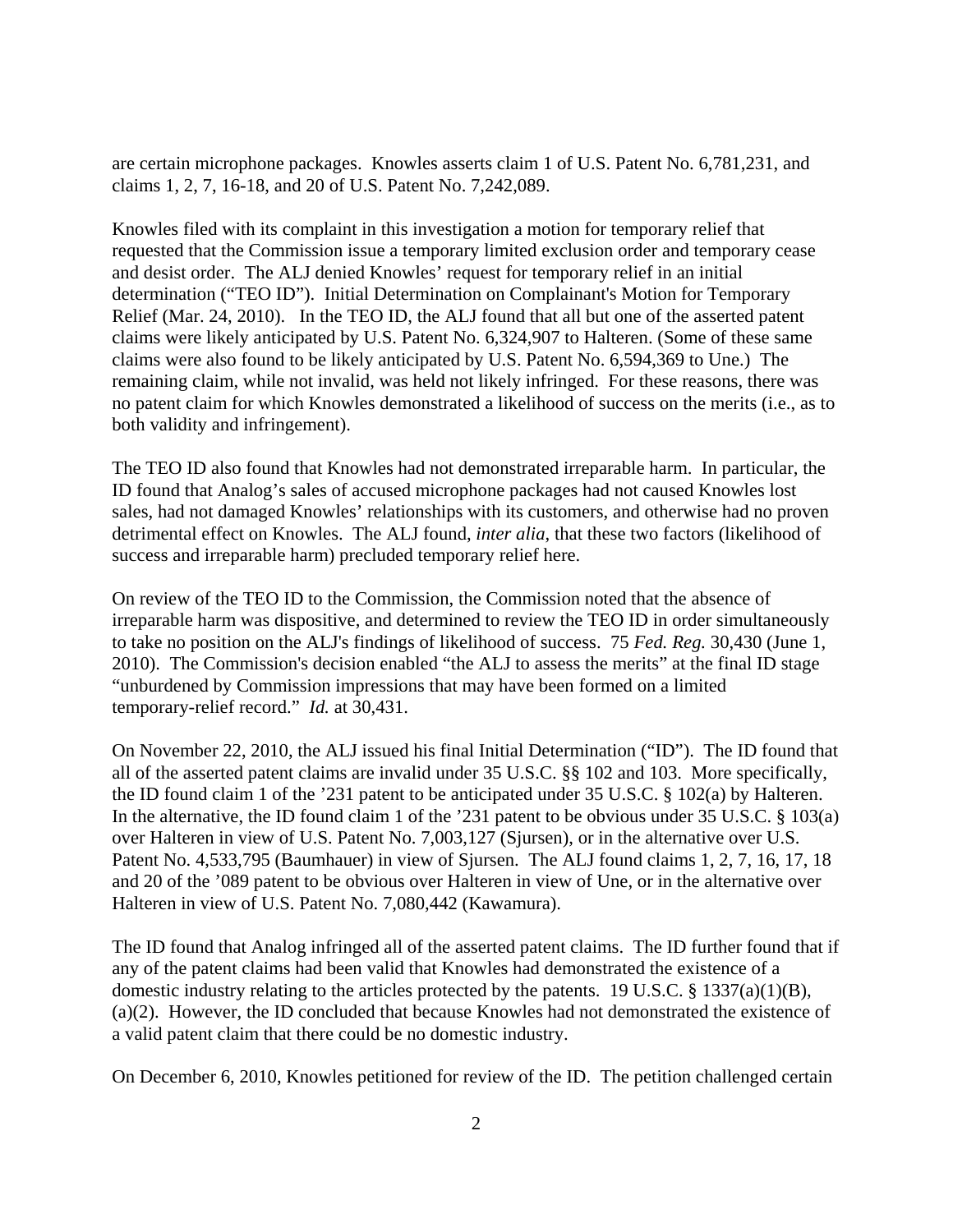are certain microphone packages. Knowles asserts claim 1 of U.S. Patent No. 6,781,231, and claims 1, 2, 7, 16-18, and 20 of U.S. Patent No. 7,242,089.

Knowles filed with its complaint in this investigation a motion for temporary relief that requested that the Commission issue a temporary limited exclusion order and temporary cease and desist order. The ALJ denied Knowles' request for temporary relief in an initial determination ("TEO ID"). Initial Determination on Complainant's Motion for Temporary Relief (Mar. 24, 2010). In the TEO ID, the ALJ found that all but one of the asserted patent claims were likely anticipated by U.S. Patent No. 6,324,907 to Halteren. (Some of these same claims were also found to be likely anticipated by U.S. Patent No. 6,594,369 to Une.) The remaining claim, while not invalid, was held not likely infringed. For these reasons, there was no patent claim for which Knowles demonstrated a likelihood of success on the merits (i.e., as to both validity and infringement).

The TEO ID also found that Knowles had not demonstrated irreparable harm. In particular, the ID found that Analog's sales of accused microphone packages had not caused Knowles lost sales, had not damaged Knowles' relationships with its customers, and otherwise had no proven detrimental effect on Knowles. The ALJ found, *inter alia*, that these two factors (likelihood of success and irreparable harm) precluded temporary relief here.

On review of the TEO ID to the Commission, the Commission noted that the absence of irreparable harm was dispositive, and determined to review the TEO ID in order simultaneously to take no position on the ALJ's findings of likelihood of success. 75 *Fed. Reg.* 30,430 (June 1, 2010). The Commission's decision enabled "the ALJ to assess the merits" at the final ID stage "unburdened by Commission impressions that may have been formed on a limited temporary-relief record." *Id.* at 30,431.

On November 22, 2010, the ALJ issued his final Initial Determination ("ID"). The ID found that all of the asserted patent claims are invalid under 35 U.S.C. §§ 102 and 103. More specifically, the ID found claim 1 of the '231 patent to be anticipated under 35 U.S.C. § 102(a) by Halteren. In the alternative, the ID found claim 1 of the '231 patent to be obvious under 35 U.S.C. § 103(a) over Halteren in view of U.S. Patent No. 7,003,127 (Sjursen), or in the alternative over U.S. Patent No. 4,533,795 (Baumhauer) in view of Sjursen. The ALJ found claims 1, 2, 7, 16, 17, 18 and 20 of the '089 patent to be obvious over Halteren in view of Une, or in the alternative over Halteren in view of U.S. Patent No. 7,080,442 (Kawamura).

The ID found that Analog infringed all of the asserted patent claims. The ID further found that if any of the patent claims had been valid that Knowles had demonstrated the existence of a domestic industry relating to the articles protected by the patents. 19 U.S.C. § 1337(a)(1)(B), (a)(2). However, the ID concluded that because Knowles had not demonstrated the existence of a valid patent claim that there could be no domestic industry.

On December 6, 2010, Knowles petitioned for review of the ID. The petition challenged certain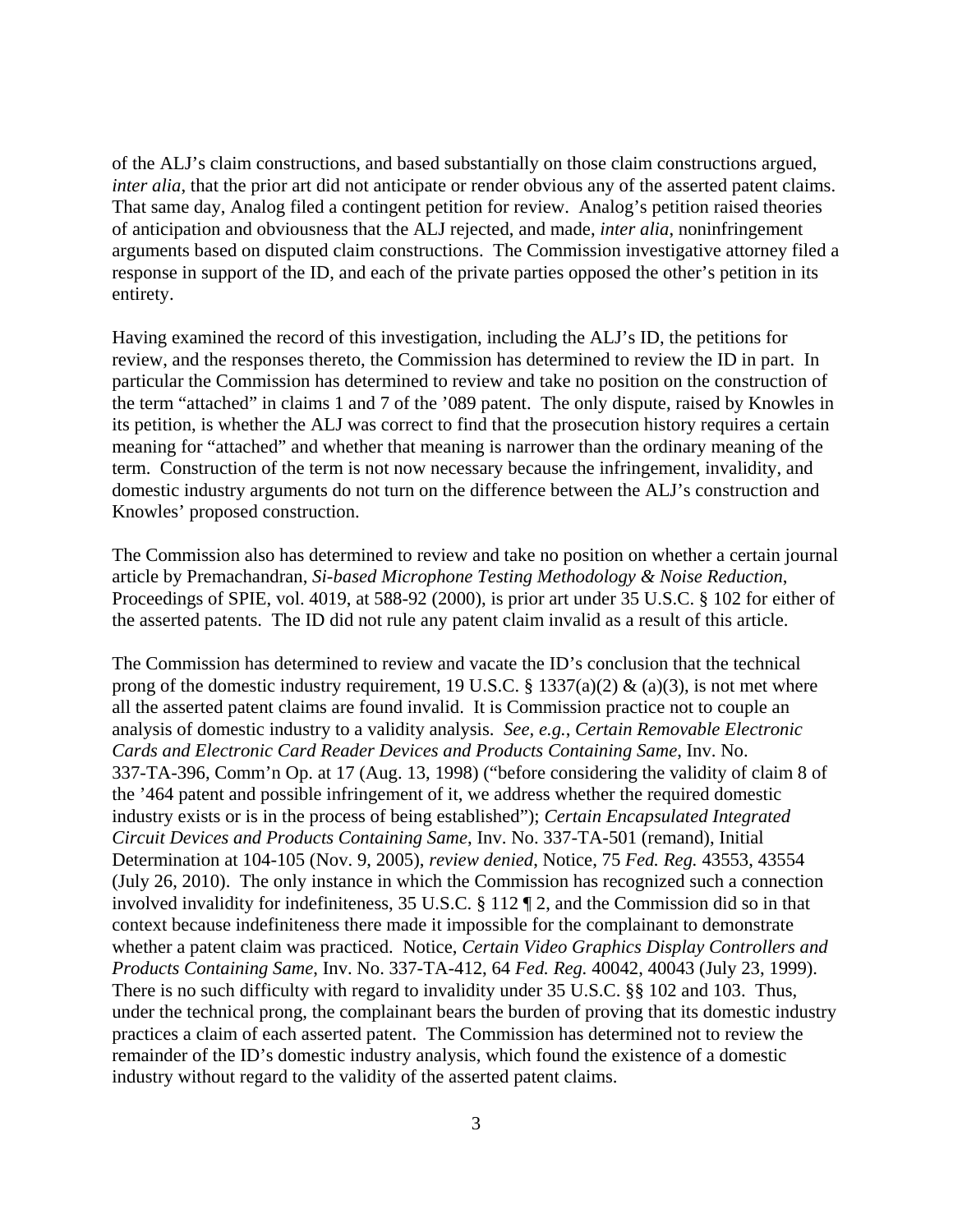of the ALJ's claim constructions, and based substantially on those claim constructions argued, *inter alia*, that the prior art did not anticipate or render obvious any of the asserted patent claims. That same day, Analog filed a contingent petition for review. Analog's petition raised theories of anticipation and obviousness that the ALJ rejected, and made, *inter alia*, noninfringement arguments based on disputed claim constructions. The Commission investigative attorney filed a response in support of the ID, and each of the private parties opposed the other's petition in its entirety.

Having examined the record of this investigation, including the ALJ's ID, the petitions for review, and the responses thereto, the Commission has determined to review the ID in part. In particular the Commission has determined to review and take no position on the construction of the term "attached" in claims 1 and 7 of the '089 patent. The only dispute, raised by Knowles in its petition, is whether the ALJ was correct to find that the prosecution history requires a certain meaning for "attached" and whether that meaning is narrower than the ordinary meaning of the term. Construction of the term is not now necessary because the infringement, invalidity, and domestic industry arguments do not turn on the difference between the ALJ's construction and Knowles' proposed construction.

The Commission also has determined to review and take no position on whether a certain journal article by Premachandran, *Si-based Microphone Testing Methodology & Noise Reduction*, Proceedings of SPIE, vol. 4019, at 588-92 (2000), is prior art under 35 U.S.C. § 102 for either of the asserted patents. The ID did not rule any patent claim invalid as a result of this article.

The Commission has determined to review and vacate the ID's conclusion that the technical prong of the domestic industry requirement, 19 U.S.C. § 1337(a)(2) & (a)(3), is not met where all the asserted patent claims are found invalid. It is Commission practice not to couple an analysis of domestic industry to a validity analysis. *See, e.g.*, *Certain Removable Electronic Cards and Electronic Card Reader Devices and Products Containing Same*, Inv. No. 337-TA-396, Comm'n Op. at 17 (Aug. 13, 1998) ("before considering the validity of claim 8 of the '464 patent and possible infringement of it, we address whether the required domestic industry exists or is in the process of being established"); *Certain Encapsulated Integrated Circuit Devices and Products Containing Same*, Inv. No. 337-TA-501 (remand), Initial Determination at 104-105 (Nov. 9, 2005), *review denied*, Notice, 75 *Fed. Reg.* 43553, 43554 (July 26, 2010). The only instance in which the Commission has recognized such a connection involved invalidity for indefiniteness, 35 U.S.C. § 112 ¶ 2, and the Commission did so in that context because indefiniteness there made it impossible for the complainant to demonstrate whether a patent claim was practiced. Notice, *Certain Video Graphics Display Controllers and Products Containing Same*, Inv. No. 337-TA-412, 64 *Fed. Reg.* 40042, 40043 (July 23, 1999). There is no such difficulty with regard to invalidity under 35 U.S.C. §§ 102 and 103. Thus, under the technical prong, the complainant bears the burden of proving that its domestic industry practices a claim of each asserted patent. The Commission has determined not to review the remainder of the ID's domestic industry analysis, which found the existence of a domestic industry without regard to the validity of the asserted patent claims.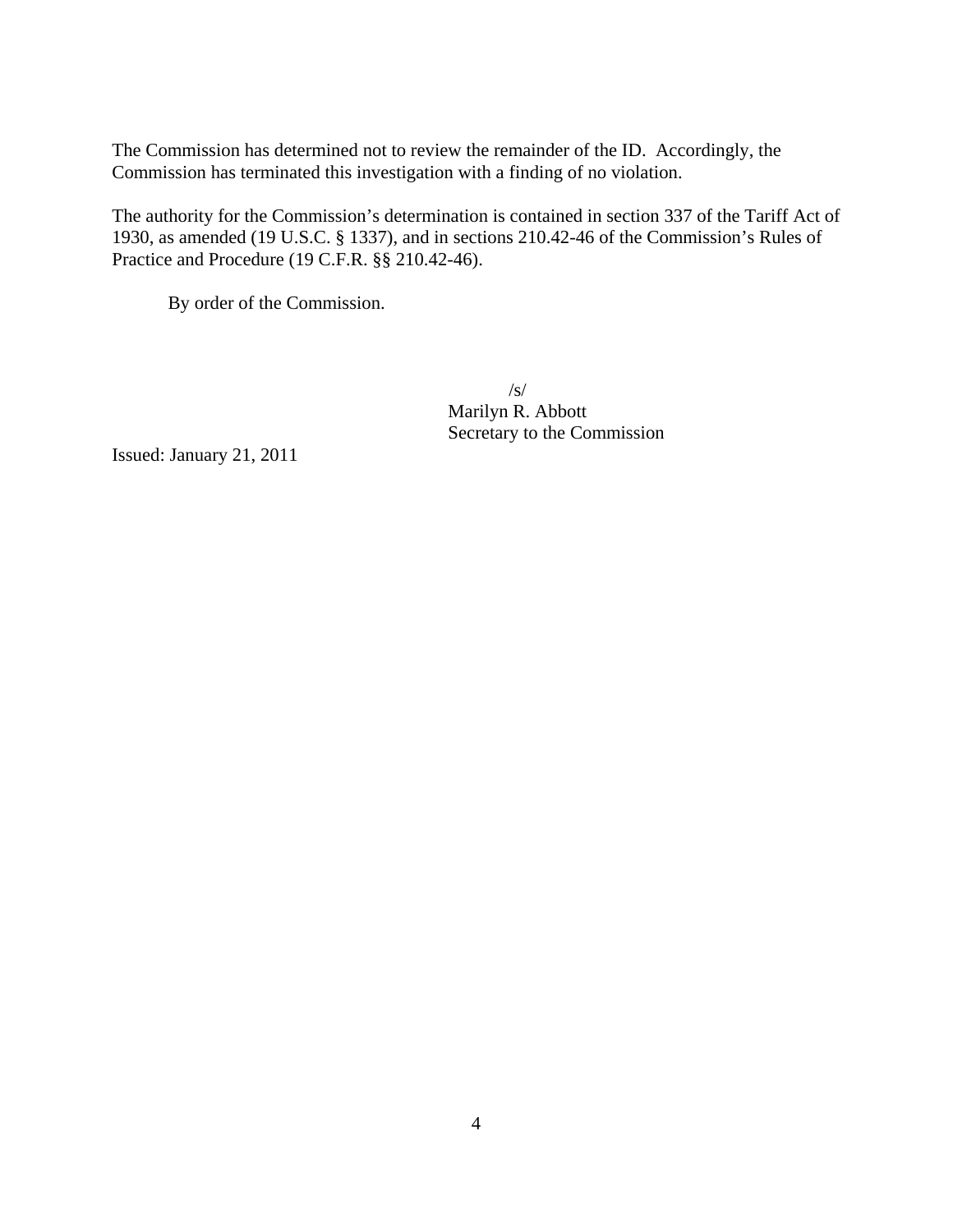The Commission has determined not to review the remainder of the ID. Accordingly, the Commission has terminated this investigation with a finding of no violation.

The authority for the Commission's determination is contained in section 337 of the Tariff Act of 1930, as amended (19 U.S.C. § 1337), and in sections 210.42-46 of the Commission's Rules of Practice and Procedure (19 C.F.R. §§ 210.42-46).

By order of the Commission.

/s/
Marilyn R. Abbott
Secretary to the Commission

Issued: January 21, 2011